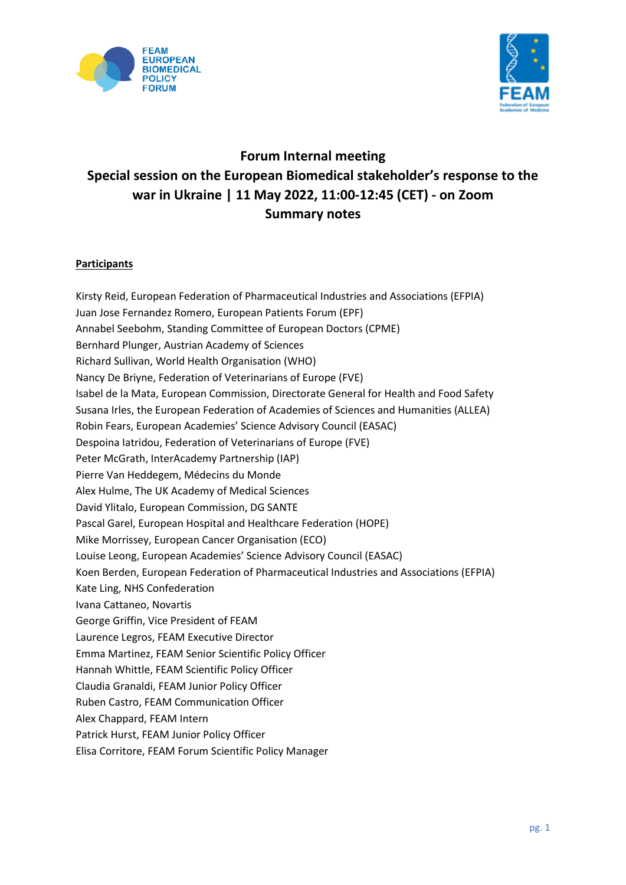# Forum Internal meeting

## Special session on the European Biomedical stakeholder's response to the war in Ukraine | 11 May 2022, 11:00-12:45 (CET) - on Zoom

## Summary notes

**Participants**

Kirsty Reid, European Federation of Pharmaceutical Industries and Associations (EFPIA)
Juan Jose Fernandez Romero, European Patients Forum (EPF)
Annabel Seebohm, Standing Committee of European Doctors (CPME)
Bernhard Plunger, Austrian Academy of Sciences
Richard Sullivan, World Health Organisation (WHO)
Nancy De Briyne, Federation of Veterinarians of Europe (FVE)
Isabel de la Mata, European Commission, Directorate General for Health and Food Safety
Susana Irles, the European Federation of Academies of Sciences and Humanities (ALLEA)
Robin Fears, European Academies' Science Advisory Council (EASAC)
Despoina Iatridou, Federation of Veterinarians of Europe (FVE)
Peter McGrath, InterAcademy Partnership (IAP)
Pierre Van Heddegem, Médecins du Monde
Alex Hulme, The UK Academy of Medical Sciences
David Ylitalo, European Commission, DG SANTE
Pascal Garel, European Hospital and Healthcare Federation (HOPE)
Mike Morrissey, European Cancer Organisation (ECO)
Louise Leong, European Academies' Science Advisory Council (EASAC)
Koen Berden, European Federation of Pharmaceutical Industries and Associations (EFPIA)
Kate Ling, NHS Confederation
Ivana Cattaneo, Novartis
George Griffin, Vice President of FEAM
Laurence Legros, FEAM Executive Director
Emma Martinez, FEAM Senior Scientific Policy Officer
Hannah Whittle, FEAM Scientific Policy Officer
Claudia Granaldi, FEAM Junior Policy Officer
Ruben Castro, FEAM Communication Officer
Alex Chappard, FEAM Intern
Patrick Hurst, FEAM Junior Policy Officer
Elisa Corritore, FEAM Forum Scientific Policy Manager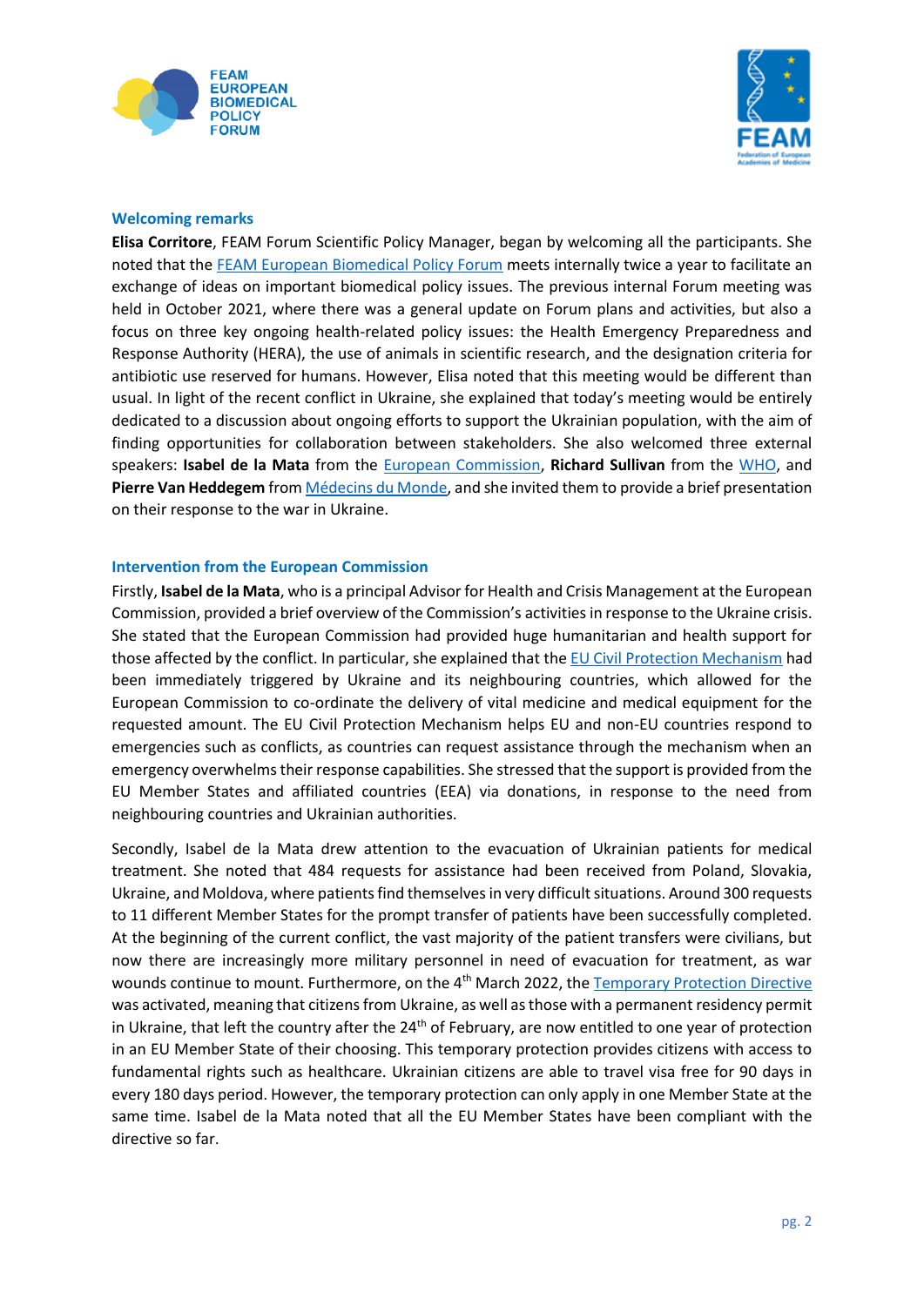## Welcoming remarks

**Elisa Corritore**, FEAM Forum Scientific Policy Manager, began by welcoming all the participants. She noted that the FEAM European Biomedical Policy Forum meets internally twice a year to facilitate an exchange of ideas on important biomedical policy issues. The previous internal Forum meeting was held in October 2021, where there was a general update on Forum plans and activities, but also a focus on three key ongoing health-related policy issues: the Health Emergency Preparedness and Response Authority (HERA), the use of animals in scientific research, and the designation criteria for antibiotic use reserved for humans. However, Elisa noted that this meeting would be different than usual. In light of the recent conflict in Ukraine, she explained that today's meeting would be entirely dedicated to a discussion about ongoing efforts to support the Ukrainian population, with the aim of finding opportunities for collaboration between stakeholders. She also welcomed three external speakers: **Isabel de la Mata** from the European Commission, **Richard Sullivan** from the WHO, and **Pierre Van Heddegem** from Médecins du Monde, and she invited them to provide a brief presentation on their response to the war in Ukraine.

## Intervention from the European Commission

Firstly, **Isabel de la Mata**, who is a principal Advisor for Health and Crisis Management at the European Commission, provided a brief overview of the Commission's activities in response to the Ukraine crisis. She stated that the European Commission had provided huge humanitarian and health support for those affected by the conflict. In particular, she explained that the EU Civil Protection Mechanism had been immediately triggered by Ukraine and its neighbouring countries, which allowed for the European Commission to co-ordinate the delivery of vital medicine and medical equipment for the requested amount. The EU Civil Protection Mechanism helps EU and non-EU countries respond to emergencies such as conflicts, as countries can request assistance through the mechanism when an emergency overwhelms their response capabilities. She stressed that the support is provided from the EU Member States and affiliated countries (EEA) via donations, in response to the need from neighbouring countries and Ukrainian authorities.

Secondly, Isabel de la Mata drew attention to the evacuation of Ukrainian patients for medical treatment. She noted that 484 requests for assistance had been received from Poland, Slovakia, Ukraine, and Moldova, where patients find themselves in very difficult situations. Around 300 requests to 11 different Member States for the prompt transfer of patients have been successfully completed. At the beginning of the current conflict, the vast majority of the patient transfers were civilians, but now there are increasingly more military personnel in need of evacuation for treatment, as war wounds continue to mount. Furthermore, on the 4th March 2022, the Temporary Protection Directive was activated, meaning that citizens from Ukraine, as well as those with a permanent residency permit in Ukraine, that left the country after the 24th of February, are now entitled to one year of protection in an EU Member State of their choosing. This temporary protection provides citizens with access to fundamental rights such as healthcare. Ukrainian citizens are able to travel visa free for 90 days in every 180 days period. However, the temporary protection can only apply in one Member State at the same time. Isabel de la Mata noted that all the EU Member States have been compliant with the directive so far.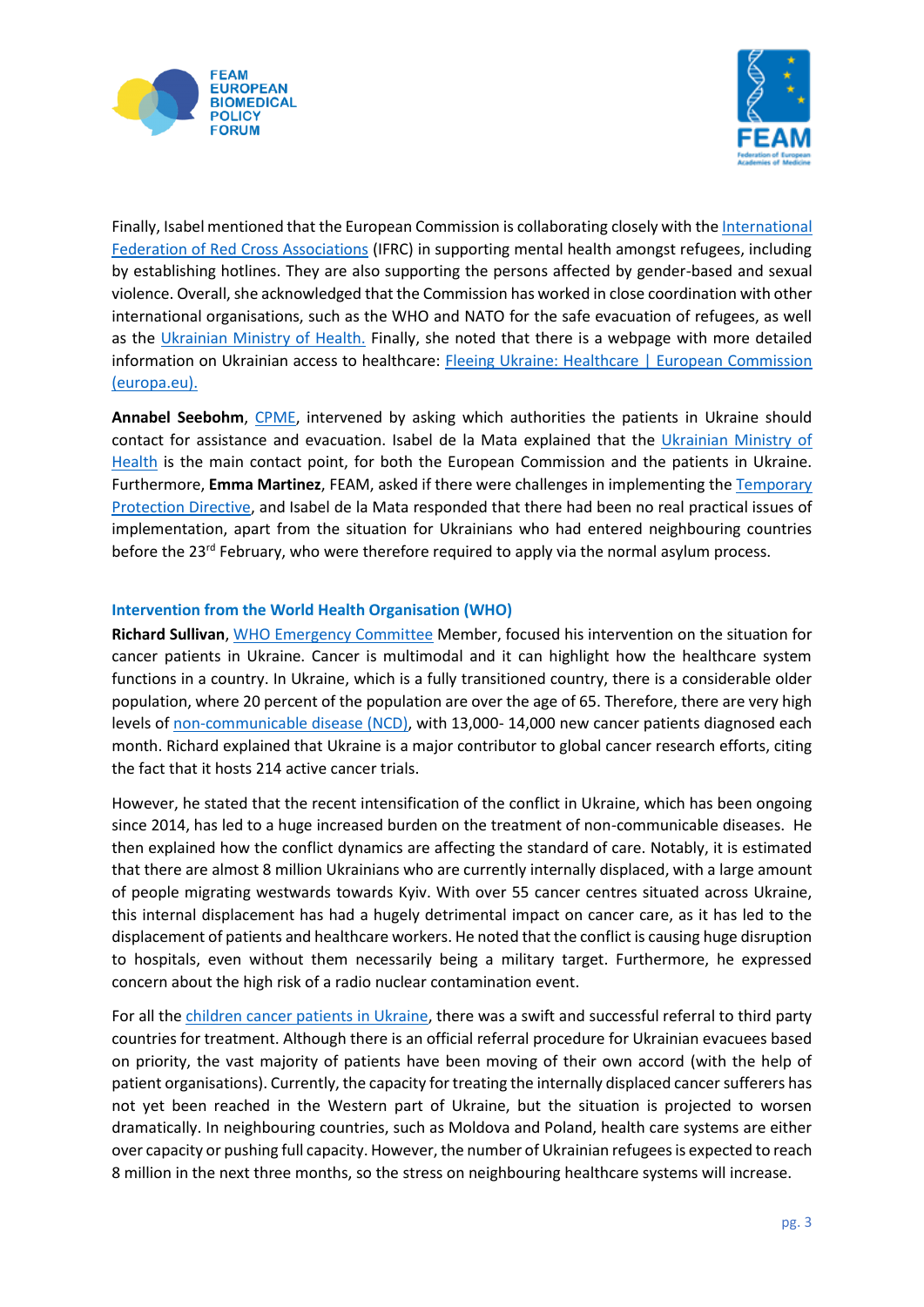Finally, Isabel mentioned that the European Commission is collaborating closely with the International Federation of Red Cross Associations (IFRC) in supporting mental health amongst refugees, including by establishing hotlines. They are also supporting the persons affected by gender-based and sexual violence. Overall, she acknowledged that the Commission has worked in close coordination with other international organisations, such as the WHO and NATO for the safe evacuation of refugees, as well as the Ukrainian Ministry of Health. Finally, she noted that there is a webpage with more detailed information on Ukrainian access to healthcare: Fleeing Ukraine: Healthcare | European Commission (europa.eu).

**Annabel Seebohm**, CPME, intervened by asking which authorities the patients in Ukraine should contact for assistance and evacuation. Isabel de la Mata explained that the Ukrainian Ministry of Health is the main contact point, for both the European Commission and the patients in Ukraine. Furthermore, **Emma Martinez**, FEAM, asked if there were challenges in implementing the Temporary Protection Directive, and Isabel de la Mata responded that there had been no real practical issues of implementation, apart from the situation for Ukrainians who had entered neighbouring countries before the 23rd February, who were therefore required to apply via the normal asylum process.

### Intervention from the World Health Organisation (WHO)

**Richard Sullivan**, WHO Emergency Committee Member, focused his intervention on the situation for cancer patients in Ukraine. Cancer is multimodal and it can highlight how the healthcare system functions in a country. In Ukraine, which is a fully transitioned country, there is a considerable older population, where 20 percent of the population are over the age of 65. Therefore, there are very high levels of non-communicable disease (NCD), with 13,000- 14,000 new cancer patients diagnosed each month. Richard explained that Ukraine is a major contributor to global cancer research efforts, citing the fact that it hosts 214 active cancer trials.

However, he stated that the recent intensification of the conflict in Ukraine, which has been ongoing since 2014, has led to a huge increased burden on the treatment of non-communicable diseases. He then explained how the conflict dynamics are affecting the standard of care. Notably, it is estimated that there are almost 8 million Ukrainians who are currently internally displaced, with a large amount of people migrating westwards towards Kyiv. With over 55 cancer centres situated across Ukraine, this internal displacement has had a hugely detrimental impact on cancer care, as it has led to the displacement of patients and healthcare workers. He noted that the conflict is causing huge disruption to hospitals, even without them necessarily being a military target. Furthermore, he expressed concern about the high risk of a radio nuclear contamination event.

For all the children cancer patients in Ukraine, there was a swift and successful referral to third party countries for treatment. Although there is an official referral procedure for Ukrainian evacuees based on priority, the vast majority of patients have been moving of their own accord (with the help of patient organisations). Currently, the capacity for treating the internally displaced cancer sufferers has not yet been reached in the Western part of Ukraine, but the situation is projected to worsen dramatically. In neighbouring countries, such as Moldova and Poland, health care systems are either over capacity or pushing full capacity. However, the number of Ukrainian refugees is expected to reach 8 million in the next three months, so the stress on neighbouring healthcare systems will increase.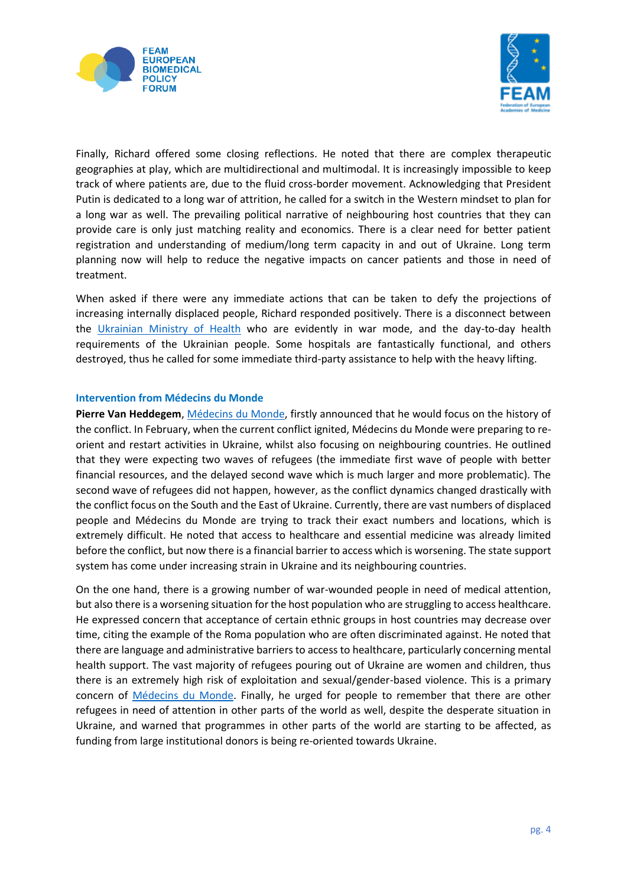Finally, Richard offered some closing reflections. He noted that there are complex therapeutic geographies at play, which are multidirectional and multimodal. It is increasingly impossible to keep track of where patients are, due to the fluid cross-border movement. Acknowledging that President Putin is dedicated to a long war of attrition, he called for a switch in the Western mindset to plan for a long war as well. The prevailing political narrative of neighbouring host countries that they can provide care is only just matching reality and economics. There is a clear need for better patient registration and understanding of medium/long term capacity in and out of Ukraine. Long term planning now will help to reduce the negative impacts on cancer patients and those in need of treatment.

When asked if there were any immediate actions that can be taken to defy the projections of increasing internally displaced people, Richard responded positively. There is a disconnect between the Ukrainian Ministry of Health who are evidently in war mode, and the day-to-day health requirements of the Ukrainian people. Some hospitals are fantastically functional, and others destroyed, thus he called for some immediate third-party assistance to help with the heavy lifting.

### Intervention from Médecins du Monde

**Pierre Van Heddegem**, Médecins du Monde, firstly announced that he would focus on the history of the conflict. In February, when the current conflict ignited, Médecins du Monde were preparing to re-orient and restart activities in Ukraine, whilst also focusing on neighbouring countries. He outlined that they were expecting two waves of refugees (the immediate first wave of people with better financial resources, and the delayed second wave which is much larger and more problematic). The second wave of refugees did not happen, however, as the conflict dynamics changed drastically with the conflict focus on the South and the East of Ukraine. Currently, there are vast numbers of displaced people and Médecins du Monde are trying to track their exact numbers and locations, which is extremely difficult. He noted that access to healthcare and essential medicine was already limited before the conflict, but now there is a financial barrier to access which is worsening. The state support system has come under increasing strain in Ukraine and its neighbouring countries.

On the one hand, there is a growing number of war-wounded people in need of medical attention, but also there is a worsening situation for the host population who are struggling to access healthcare. He expressed concern that acceptance of certain ethnic groups in host countries may decrease over time, citing the example of the Roma population who are often discriminated against. He noted that there are language and administrative barriers to access to healthcare, particularly concerning mental health support. The vast majority of refugees pouring out of Ukraine are women and children, thus there is an extremely high risk of exploitation and sexual/gender-based violence. This is a primary concern of Médecins du Monde. Finally, he urged for people to remember that there are other refugees in need of attention in other parts of the world as well, despite the desperate situation in Ukraine, and warned that programmes in other parts of the world are starting to be affected, as funding from large institutional donors is being re-oriented towards Ukraine.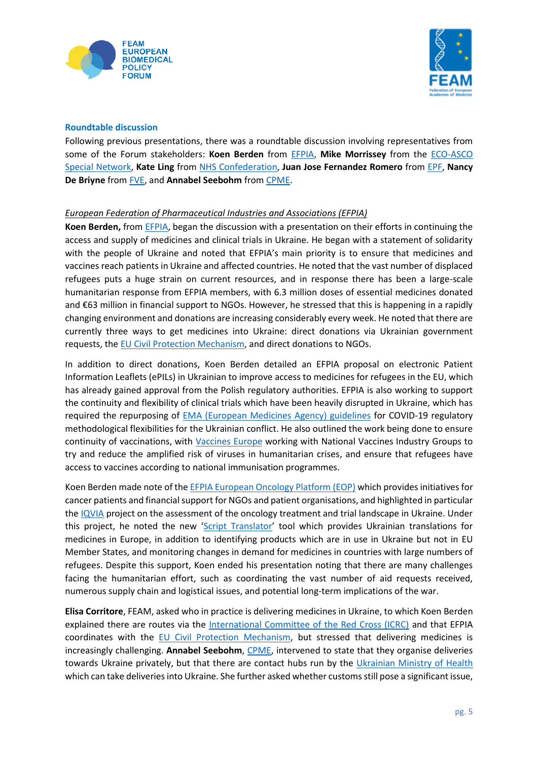### Roundtable discussion

Following previous presentations, there was a roundtable discussion involving representatives from some of the Forum stakeholders: **Koen Berden** from EFPIA, **Mike Morrissey** from the ECO-ASCO Special Network, **Kate Ling** from NHS Confederation, **Juan Jose Fernandez Romero** from EPF, **Nancy De Briyne** from FVE, and **Annabel Seebohm** from CPME.

*European Federation of Pharmaceutical Industries and Associations (EFPIA)*

**Koen Berden,** from EFPIA, began the discussion with a presentation on their efforts in continuing the access and supply of medicines and clinical trials in Ukraine. He began with a statement of solidarity with the people of Ukraine and noted that EFPIA's main priority is to ensure that medicines and vaccines reach patients in Ukraine and affected countries. He noted that the vast number of displaced refugees puts a huge strain on current resources, and in response there has been a large-scale humanitarian response from EFPIA members, with 6.3 million doses of essential medicines donated and €63 million in financial support to NGOs. However, he stressed that this is happening in a rapidly changing environment and donations are increasing considerably every week. He noted that there are currently three ways to get medicines into Ukraine: direct donations via Ukrainian government requests, the EU Civil Protection Mechanism, and direct donations to NGOs.

In addition to direct donations, Koen Berden detailed an EFPIA proposal on electronic Patient Information Leaflets (ePILs) in Ukrainian to improve access to medicines for refugees in the EU, which has already gained approval from the Polish regulatory authorities. EFPIA is also working to support the continuity and flexibility of clinical trials which have been heavily disrupted in Ukraine, which has required the repurposing of EMA (European Medicines Agency) guidelines for COVID-19 regulatory methodological flexibilities for the Ukrainian conflict. He also outlined the work being done to ensure continuity of vaccinations, with Vaccines Europe working with National Vaccines Industry Groups to try and reduce the amplified risk of viruses in humanitarian crises, and ensure that refugees have access to vaccines according to national immunisation programmes.

Koen Berden made note of the EFPIA European Oncology Platform (EOP) which provides initiatives for cancer patients and financial support for NGOs and patient organisations, and highlighted in particular the IQVIA project on the assessment of the oncology treatment and trial landscape in Ukraine. Under this project, he noted the new 'Script Translator' tool which provides Ukrainian translations for medicines in Europe, in addition to identifying products which are in use in Ukraine but not in EU Member States, and monitoring changes in demand for medicines in countries with large numbers of refugees. Despite this support, Koen ended his presentation noting that there are many challenges facing the humanitarian effort, such as coordinating the vast number of aid requests received, numerous supply chain and logistical issues, and potential long-term implications of the war.

**Elisa Corritore**, FEAM, asked who in practice is delivering medicines in Ukraine, to which Koen Berden explained there are routes via the International Committee of the Red Cross (ICRC) and that EFPIA coordinates with the EU Civil Protection Mechanism, but stressed that delivering medicines is increasingly challenging. **Annabel Seebohm**, CPME, intervened to state that they organise deliveries towards Ukraine privately, but that there are contact hubs run by the Ukrainian Ministry of Health which can take deliveries into Ukraine. She further asked whether customs still pose a significant issue,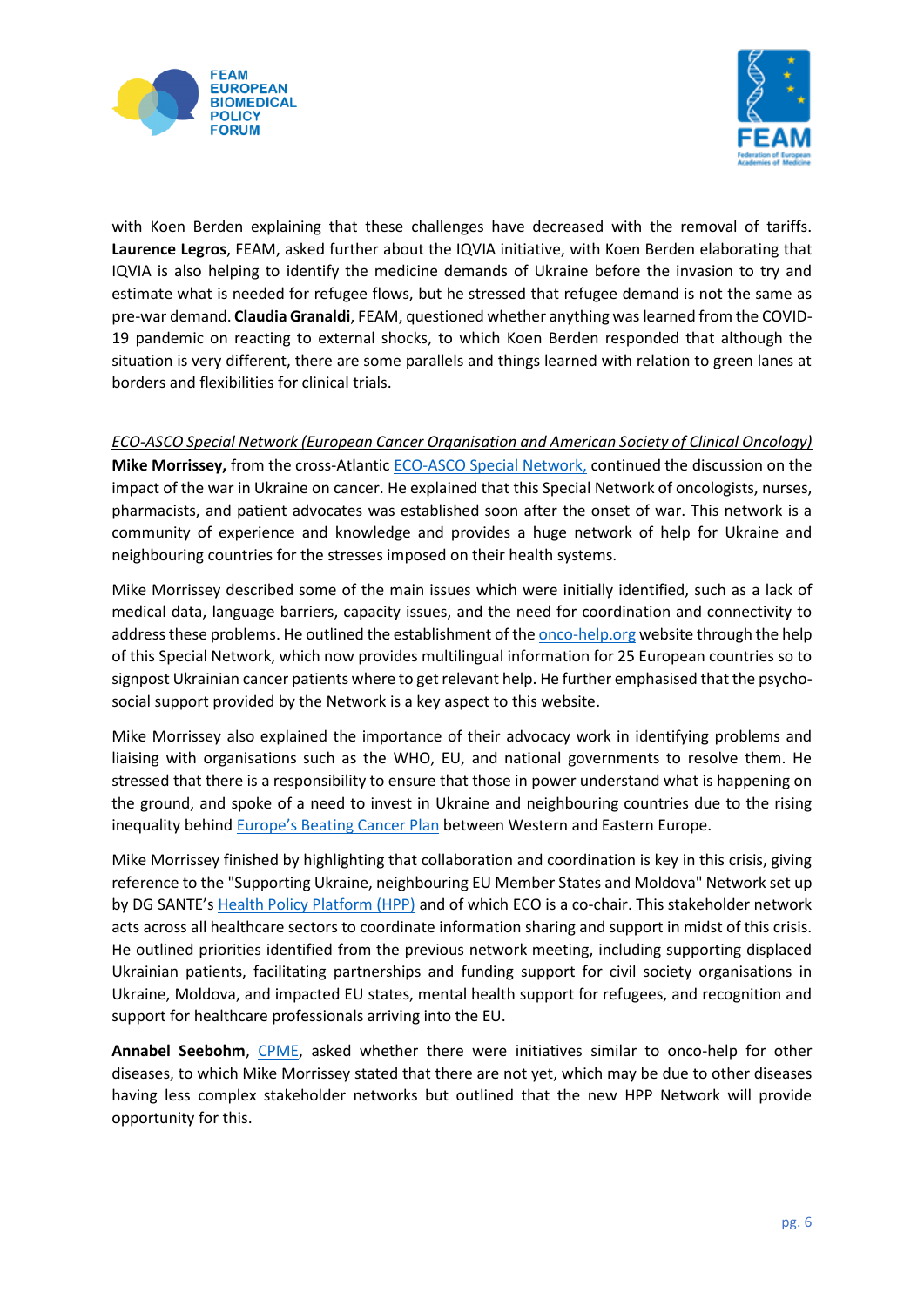with Koen Berden explaining that these challenges have decreased with the removal of tariffs. **Laurence Legros**, FEAM, asked further about the IQVIA initiative, with Koen Berden elaborating that IQVIA is also helping to identify the medicine demands of Ukraine before the invasion to try and estimate what is needed for refugee flows, but he stressed that refugee demand is not the same as pre-war demand. **Claudia Granaldi**, FEAM, questioned whether anything was learned from the COVID-19 pandemic on reacting to external shocks, to which Koen Berden responded that although the situation is very different, there are some parallels and things learned with relation to green lanes at borders and flexibilities for clinical trials.

*ECO-ASCO Special Network (European Cancer Organisation and American Society of Clinical Oncology)*

**Mike Morrissey,** from the cross-Atlantic ECO-ASCO Special Network, continued the discussion on the impact of the war in Ukraine on cancer. He explained that this Special Network of oncologists, nurses, pharmacists, and patient advocates was established soon after the onset of war. This network is a community of experience and knowledge and provides a huge network of help for Ukraine and neighbouring countries for the stresses imposed on their health systems.

Mike Morrissey described some of the main issues which were initially identified, such as a lack of medical data, language barriers, capacity issues, and the need for coordination and connectivity to address these problems. He outlined the establishment of the onco-help.org website through the help of this Special Network, which now provides multilingual information for 25 European countries so to signpost Ukrainian cancer patients where to get relevant help. He further emphasised that the psycho-social support provided by the Network is a key aspect to this website.

Mike Morrissey also explained the importance of their advocacy work in identifying problems and liaising with organisations such as the WHO, EU, and national governments to resolve them. He stressed that there is a responsibility to ensure that those in power understand what is happening on the ground, and spoke of a need to invest in Ukraine and neighbouring countries due to the rising inequality behind Europe's Beating Cancer Plan between Western and Eastern Europe.

Mike Morrissey finished by highlighting that collaboration and coordination is key in this crisis, giving reference to the "Supporting Ukraine, neighbouring EU Member States and Moldova" Network set up by DG SANTE's Health Policy Platform (HPP) and of which ECO is a co-chair. This stakeholder network acts across all healthcare sectors to coordinate information sharing and support in midst of this crisis. He outlined priorities identified from the previous network meeting, including supporting displaced Ukrainian patients, facilitating partnerships and funding support for civil society organisations in Ukraine, Moldova, and impacted EU states, mental health support for refugees, and recognition and support for healthcare professionals arriving into the EU.

**Annabel Seebohm**, CPME, asked whether there were initiatives similar to onco-help for other diseases, to which Mike Morrissey stated that there are not yet, which may be due to other diseases having less complex stakeholder networks but outlined that the new HPP Network will provide opportunity for this.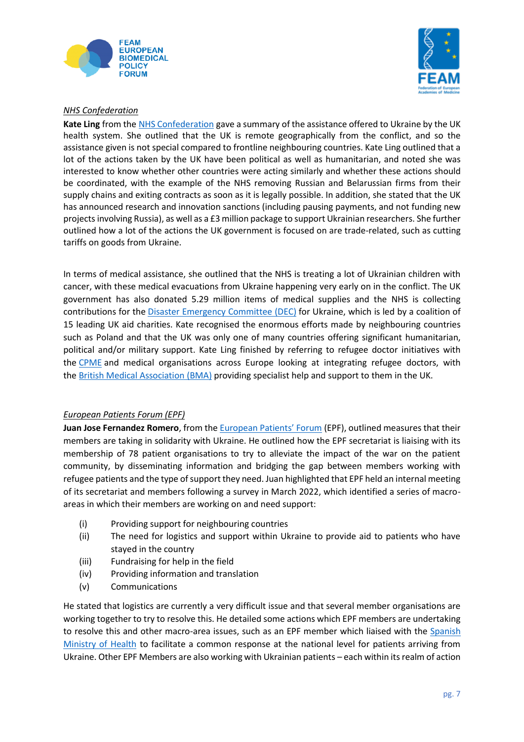*NHS Confederation*

**Kate Ling** from the NHS Confederation gave a summary of the assistance offered to Ukraine by the UK health system. She outlined that the UK is remote geographically from the conflict, and so the assistance given is not special compared to frontline neighbouring countries. Kate Ling outlined that a lot of the actions taken by the UK have been political as well as humanitarian, and noted she was interested to know whether other countries were acting similarly and whether these actions should be coordinated, with the example of the NHS removing Russian and Belarussian firms from their supply chains and exiting contracts as soon as it is legally possible. In addition, she stated that the UK has announced research and innovation sanctions (including pausing payments, and not funding new projects involving Russia), as well as a £3 million package to support Ukrainian researchers. She further outlined how a lot of the actions the UK government is focused on are trade-related, such as cutting tariffs on goods from Ukraine.

In terms of medical assistance, she outlined that the NHS is treating a lot of Ukrainian children with cancer, with these medical evacuations from Ukraine happening very early on in the conflict. The UK government has also donated 5.29 million items of medical supplies and the NHS is collecting contributions for the Disaster Emergency Committee (DEC) for Ukraine, which is led by a coalition of 15 leading UK aid charities. Kate recognised the enormous efforts made by neighbouring countries such as Poland and that the UK was only one of many countries offering significant humanitarian, political and/or military support. Kate Ling finished by referring to refugee doctor initiatives with the CPME and medical organisations across Europe looking at integrating refugee doctors, with the British Medical Association (BMA) providing specialist help and support to them in the UK.

*European Patients Forum (EPF)*

**Juan Jose Fernandez Romero**, from the European Patients' Forum (EPF), outlined measures that their members are taking in solidarity with Ukraine. He outlined how the EPF secretariat is liaising with its membership of 78 patient organisations to try to alleviate the impact of the war on the patient community, by disseminating information and bridging the gap between members working with refugee patients and the type of support they need. Juan highlighted that EPF held an internal meeting of its secretariat and members following a survey in March 2022, which identified a series of macro-areas in which their members are working on and need support:

(i) Providing support for neighbouring countries
(ii) The need for logistics and support within Ukraine to provide aid to patients who have stayed in the country
(iii) Fundraising for help in the field
(iv) Providing information and translation
(v) Communications

He stated that logistics are currently a very difficult issue and that several member organisations are working together to try to resolve this. He detailed some actions which EPF members are undertaking to resolve this and other macro-area issues, such as an EPF member which liaised with the Spanish Ministry of Health to facilitate a common response at the national level for patients arriving from Ukraine. Other EPF Members are also working with Ukrainian patients – each within its realm of action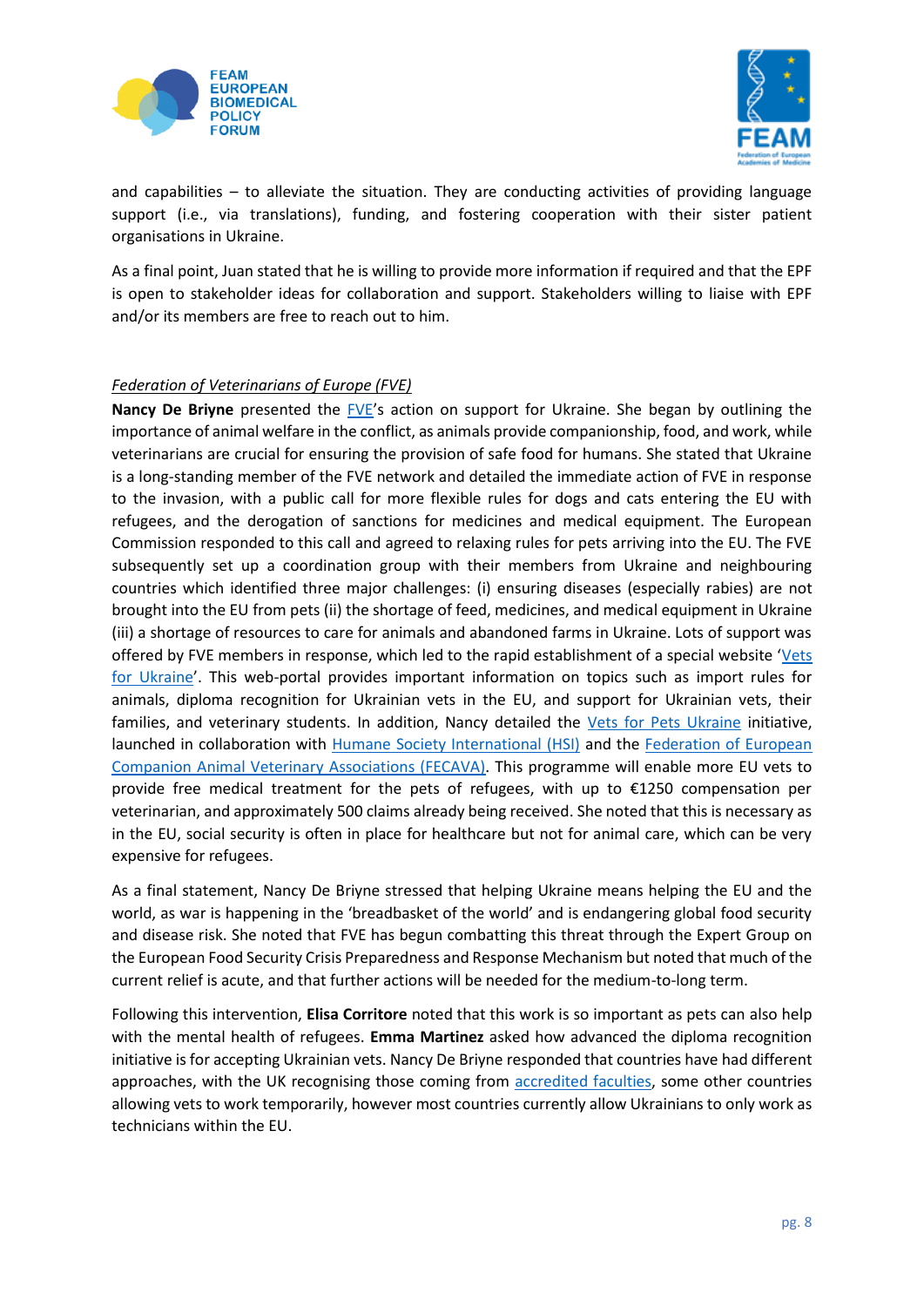and capabilities – to alleviate the situation. They are conducting activities of providing language support (i.e., via translations), funding, and fostering cooperation with their sister patient organisations in Ukraine.

As a final point, Juan stated that he is willing to provide more information if required and that the EPF is open to stakeholder ideas for collaboration and support. Stakeholders willing to liaise with EPF and/or its members are free to reach out to him.

*Federation of Veterinarians of Europe (FVE)*

**Nancy De Briyne** presented the FVE's action on support for Ukraine. She began by outlining the importance of animal welfare in the conflict, as animals provide companionship, food, and work, while veterinarians are crucial for ensuring the provision of safe food for humans. She stated that Ukraine is a long-standing member of the FVE network and detailed the immediate action of FVE in response to the invasion, with a public call for more flexible rules for dogs and cats entering the EU with refugees, and the derogation of sanctions for medicines and medical equipment. The European Commission responded to this call and agreed to relaxing rules for pets arriving into the EU. The FVE subsequently set up a coordination group with their members from Ukraine and neighbouring countries which identified three major challenges: (i) ensuring diseases (especially rabies) are not brought into the EU from pets (ii) the shortage of feed, medicines, and medical equipment in Ukraine (iii) a shortage of resources to care for animals and abandoned farms in Ukraine. Lots of support was offered by FVE members in response, which led to the rapid establishment of a special website 'Vets for Ukraine'. This web-portal provides important information on topics such as import rules for animals, diploma recognition for Ukrainian vets in the EU, and support for Ukrainian vets, their families, and veterinary students. In addition, Nancy detailed the Vets for Pets Ukraine initiative, launched in collaboration with Humane Society International (HSI) and the Federation of European Companion Animal Veterinary Associations (FECAVA). This programme will enable more EU vets to provide free medical treatment for the pets of refugees, with up to €1250 compensation per veterinarian, and approximately 500 claims already being received. She noted that this is necessary as in the EU, social security is often in place for healthcare but not for animal care, which can be very expensive for refugees.

As a final statement, Nancy De Briyne stressed that helping Ukraine means helping the EU and the world, as war is happening in the 'breadbasket of the world' and is endangering global food security and disease risk. She noted that FVE has begun combatting this threat through the Expert Group on the European Food Security Crisis Preparedness and Response Mechanism but noted that much of the current relief is acute, and that further actions will be needed for the medium-to-long term.

Following this intervention, **Elisa Corritore** noted that this work is so important as pets can also help with the mental health of refugees. **Emma Martinez** asked how advanced the diploma recognition initiative is for accepting Ukrainian vets. Nancy De Briyne responded that countries have had different approaches, with the UK recognising those coming from accredited faculties, some other countries allowing vets to work temporarily, however most countries currently allow Ukrainians to only work as technicians within the EU.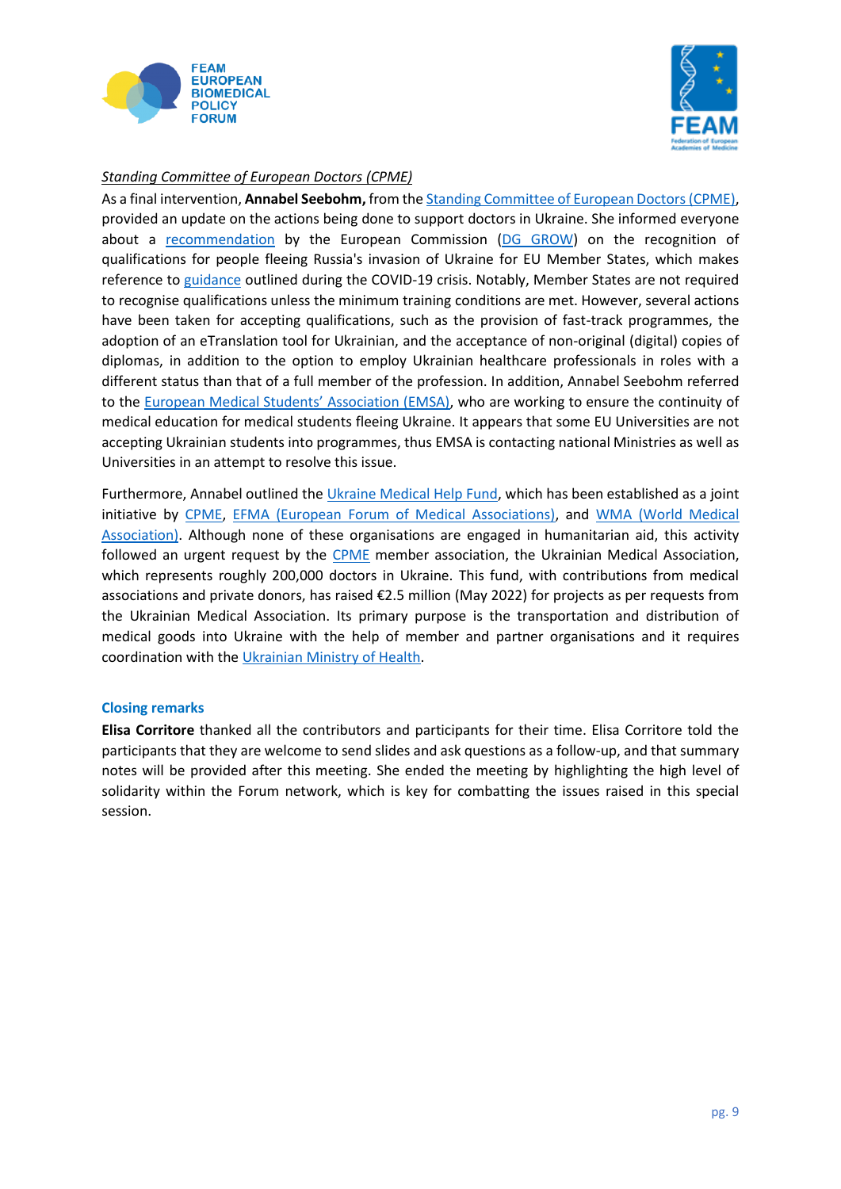*Standing Committee of European Doctors (CPME)*

As a final intervention, **Annabel Seebohm,** from the Standing Committee of European Doctors (CPME), provided an update on the actions being done to support doctors in Ukraine. She informed everyone about a recommendation by the European Commission (DG GROW) on the recognition of qualifications for people fleeing Russia's invasion of Ukraine for EU Member States, which makes reference to guidance outlined during the COVID-19 crisis. Notably, Member States are not required to recognise qualifications unless the minimum training conditions are met. However, several actions have been taken for accepting qualifications, such as the provision of fast-track programmes, the adoption of an eTranslation tool for Ukrainian, and the acceptance of non-original (digital) copies of diplomas, in addition to the option to employ Ukrainian healthcare professionals in roles with a different status than that of a full member of the profession. In addition, Annabel Seebohm referred to the European Medical Students' Association (EMSA), who are working to ensure the continuity of medical education for medical students fleeing Ukraine. It appears that some EU Universities are not accepting Ukrainian students into programmes, thus EMSA is contacting national Ministries as well as Universities in an attempt to resolve this issue.

Furthermore, Annabel outlined the Ukraine Medical Help Fund, which has been established as a joint initiative by CPME, EFMA (European Forum of Medical Associations), and WMA (World Medical Association). Although none of these organisations are engaged in humanitarian aid, this activity followed an urgent request by the CPME member association, the Ukrainian Medical Association, which represents roughly 200,000 doctors in Ukraine. This fund, with contributions from medical associations and private donors, has raised €2.5 million (May 2022) for projects as per requests from the Ukrainian Medical Association. Its primary purpose is the transportation and distribution of medical goods into Ukraine with the help of member and partner organisations and it requires coordination with the Ukrainian Ministry of Health.

## Closing remarks

**Elisa Corritore** thanked all the contributors and participants for their time. Elisa Corritore told the participants that they are welcome to send slides and ask questions as a follow-up, and that summary notes will be provided after this meeting. She ended the meeting by highlighting the high level of solidarity within the Forum network, which is key for combatting the issues raised in this special session.